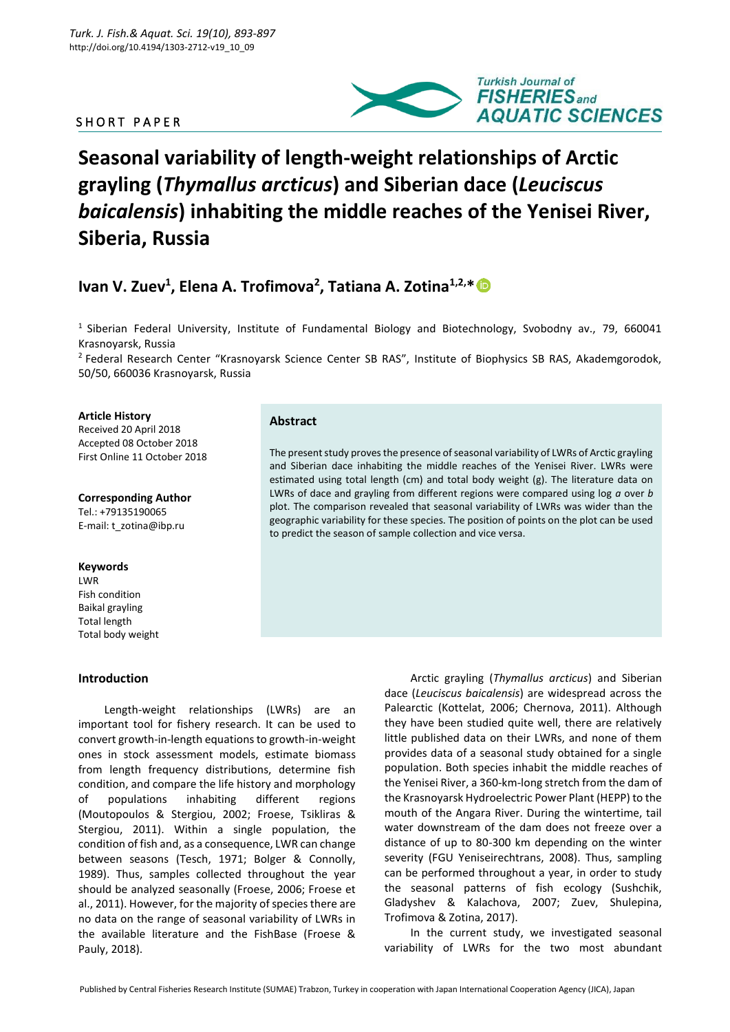SHORT PAPER

# Seasonal variability of length-weight relationships of Arctic grayling (*Thymallus arcticus*) and Siberian dace (*Leuciscus baicalensis*) inhabiting the middle reaches of the Yenisei River, Siberia, Russia

**Ivan V. Zuev[1], Elena A. Trofimova[2], Tatiana A. Zotina[1,2,]***

[1] Siberian Federal University, Institute of Fundamental Biology and Biotechnology, Svobodny av., 79, 660041 Krasnoyarsk, Russia

[2] Federal Research Center "Krasnoyarsk Science Center SB RAS", Institute of Biophysics SB RAS, Akademgorodok, 50/50, 660036 Krasnoyarsk, Russia

**Article History**
Received 20 April 2018
Accepted 08 October 2018
First Online 11 October 2018

**Corresponding Author**
Tel.: +79135190065
E-mail: t_zotina@ibp.ru

**Keywords**
LWR
Fish condition
Baikal grayling
Total length
Total body weight

## Abstract

The present study proves the presence of seasonal variability of LWRs of Arctic grayling and Siberian dace inhabiting the middle reaches of the Yenisei River. LWRs were estimated using total length (cm) and total body weight (g). The literature data on LWRs of dace and grayling from different regions were compared using log *a* over *b* plot. The comparison revealed that seasonal variability of LWRs was wider than the geographic variability for these species. The position of points on the plot can be used to predict the season of sample collection and vice versa.

## Introduction

Length-weight relationships (LWRs) are an important tool for fishery research. It can be used to convert growth-in-length equations to growth-in-weight ones in stock assessment models, estimate biomass from length frequency distributions, determine fish condition, and compare the life history and morphology of populations inhabiting different regions (Moutopoulos & Stergiou, 2002; Froese, Tsikliras & Stergiou, 2011). Within a single population, the condition of fish and, as a consequence, LWR can change between seasons (Tesch, 1971; Bolger & Connolly, 1989). Thus, samples collected throughout the year should be analyzed seasonally (Froese, 2006; Froese et al., 2011). However, for the majority of species there are no data on the range of seasonal variability of LWRs in the available literature and the FishBase (Froese & Pauly, 2018).

Arctic grayling (*Thymallus arcticus*) and Siberian dace (*Leuciscus baicalensis*) are widespread across the Palearctic (Kottelat, 2006; Chernova, 2011). Although they have been studied quite well, there are relatively little published data on their LWRs, and none of them provides data of a seasonal study obtained for a single population. Both species inhabit the middle reaches of the Yenisei River, a 360-km-long stretch from the dam of the Krasnoyarsk Hydroelectric Power Plant (HEPP) to the mouth of the Angara River. During the wintertime, tail water downstream of the dam does not freeze over a distance of up to 80-300 km depending on the winter severity (FGU Yeniseirechtrans, 2008). Thus, sampling can be performed throughout a year, in order to study the seasonal patterns of fish ecology (Sushchik, Gladyshev & Kalachova, 2007; Zuev, Shulepina, Trofimova & Zotina, 2017).

In the current study, we investigated seasonal variability of LWRs for the two most abundant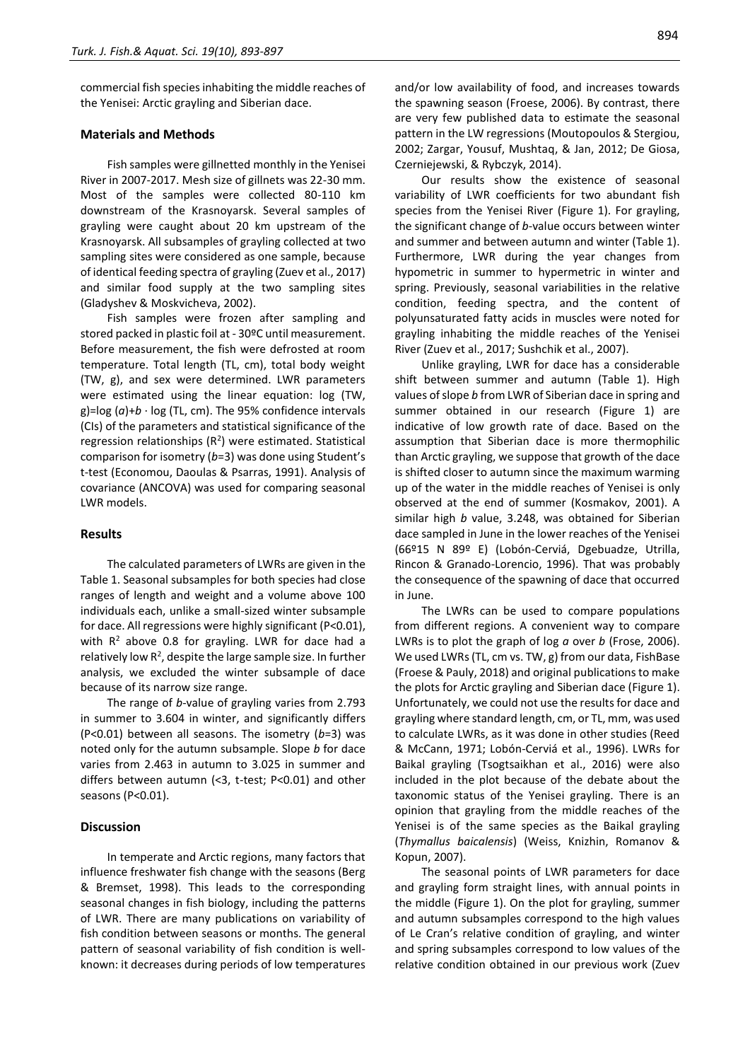commercial fish species inhabiting the middle reaches of the Yenisei: Arctic grayling and Siberian dace.

## Materials and Methods

Fish samples were gillnetted monthly in the Yenisei River in 2007-2017. Mesh size of gillnets was 22-30 mm. Most of the samples were collected 80-110 km downstream of the Krasnoyarsk. Several samples of grayling were caught about 20 km upstream of the Krasnoyarsk. All subsamples of grayling collected at two sampling sites were considered as one sample, because of identical feeding spectra of grayling (Zuev et al., 2017) and similar food supply at the two sampling sites (Gladyshev & Moskvicheva, 2002).

Fish samples were frozen after sampling and stored packed in plastic foil at - 30ºC until measurement. Before measurement, the fish were defrosted at room temperature. Total length (TL, cm), total body weight (TW, g), and sex were determined. LWR parameters were estimated using the linear equation: log (TW, g)=log (*a*)+*b* · log (TL, cm). The 95% confidence intervals (CIs) of the parameters and statistical significance of the regression relationships ($R^2$) were estimated. Statistical comparison for isometry (*b*=3) was done using Student's t-test (Economou, Daoulas & Psarras, 1991). Analysis of covariance (ANCOVA) was used for comparing seasonal LWR models.

## Results

The calculated parameters of LWRs are given in the Table 1. Seasonal subsamples for both species had close ranges of length and weight and a volume above 100 individuals each, unlike a small-sized winter subsample for dace. All regressions were highly significant ($P<0.01$), with $R^2$ above 0.8 for grayling. LWR for dace had a relatively low $R^2$, despite the large sample size. In further analysis, we excluded the winter subsample of dace because of its narrow size range.

The range of *b*-value of grayling varies from 2.793 in summer to 3.604 in winter, and significantly differs ($P<0.01$) between all seasons. The isometry (*b*=3) was noted only for the autumn subsample. Slope *b* for dace varies from 2.463 in autumn to 3.025 in summer and differs between autumn (<3, t-test; $P<0.01$) and other seasons ($P<0.01$).

## Discussion

In temperate and Arctic regions, many factors that influence freshwater fish change with the seasons (Berg & Bremset, 1998). This leads to the corresponding seasonal changes in fish biology, including the patterns of LWR. There are many publications on variability of fish condition between seasons or months. The general pattern of seasonal variability of fish condition is well-known: it decreases during periods of low temperatures and/or low availability of food, and increases towards the spawning season (Froese, 2006). By contrast, there are very few published data to estimate the seasonal pattern in the LW regressions (Moutopoulos & Stergiou, 2002; Zargar, Yousuf, Mushtaq, & Jan, 2012; De Giosa, Czerniejewski, & Rybczyk, 2014).

Our results show the existence of seasonal variability of LWR coefficients for two abundant fish species from the Yenisei River (Figure 1). For grayling, the significant change of *b*-value occurs between winter and summer and between autumn and winter (Table 1). Furthermore, LWR during the year changes from hypometric in summer to hypermetric in winter and spring. Previously, seasonal variabilities in the relative condition, feeding spectra, and the content of polyunsaturated fatty acids in muscles were noted for grayling inhabiting the middle reaches of the Yenisei River (Zuev et al., 2017; Sushchik et al., 2007).

Unlike grayling, LWR for dace has a considerable shift between summer and autumn (Table 1). High values of slope *b* from LWR of Siberian dace in spring and summer obtained in our research (Figure 1) are indicative of low growth rate of dace. Based on the assumption that Siberian dace is more thermophilic than Arctic grayling, we suppose that growth of the dace is shifted closer to autumn since the maximum warming up of the water in the middle reaches of Yenisei is only observed at the end of summer (Kosmakov, 2001). A similar high *b* value, 3.248, was obtained for Siberian dace sampled in June in the lower reaches of the Yenisei (66º15 N 89º E) (Lobón-Cerviá, Dgebuadze, Utrilla, Rincon & Granado-Lorencio, 1996). That was probably the consequence of the spawning of dace that occurred in June.

The LWRs can be used to compare populations from different regions. A convenient way to compare LWRs is to plot the graph of log *a* over *b* (Frose, 2006). We used LWRs (TL, cm vs. TW, g) from our data, FishBase (Froese & Pauly, 2018) and original publications to make the plots for Arctic grayling and Siberian dace (Figure 1). Unfortunately, we could not use the results for dace and grayling where standard length, cm, or TL, mm, was used to calculate LWRs, as it was done in other studies (Reed & McCann, 1971; Lobón-Cerviá et al., 1996). LWRs for Baikal grayling (Tsogtsaikhan et al., 2016) were also included in the plot because of the debate about the taxonomic status of the Yenisei grayling. There is an opinion that grayling from the middle reaches of the Yenisei is of the same species as the Baikal grayling (*Thymallus baicalensis*) (Weiss, Knizhin, Romanov & Kopun, 2007).

The seasonal points of LWR parameters for dace and grayling form straight lines, with annual points in the middle (Figure 1). On the plot for grayling, summer and autumn subsamples correspond to the high values of Le Cran's relative condition of grayling, and winter and spring subsamples correspond to low values of the relative condition obtained in our previous work (Zuev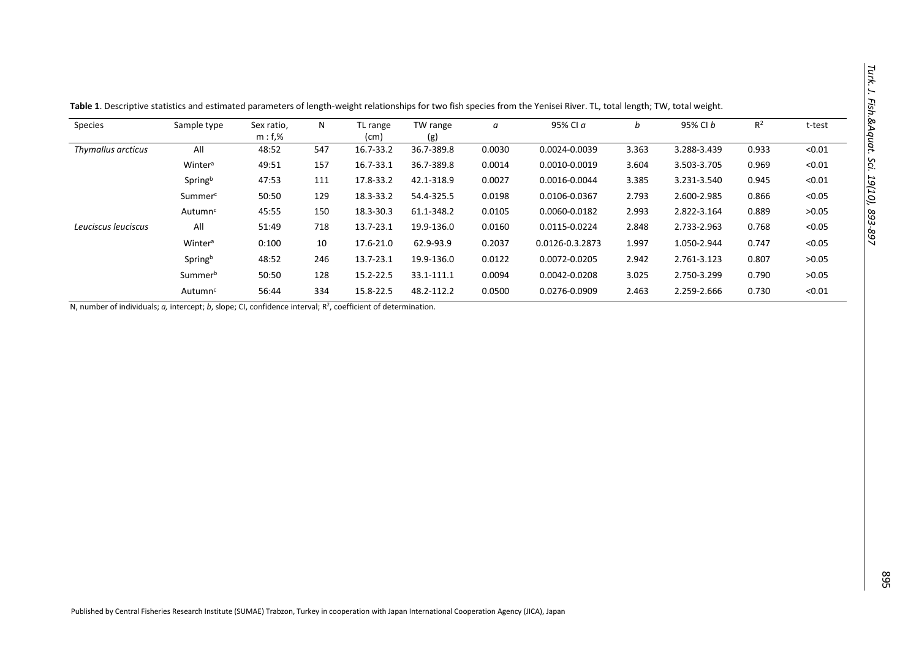**Table 1**. Descriptive statistics and estimated parameters of length-weight relationships for two fish species from the Yenisei River. TL, total length; TW, total weight.

| Species | Sample type | Sex ratio, m : f,% | N | TL range (cm) | TW range (g) | *a* | 95% CI *a* | *b* | 95% CI *b* | $R^2$ | t-test |
|---|---|---|---|---|---|---|---|---|---|---|---|
| *Thymallus arcticus* | All | 48:52 | 547 | 16.7-33.2 | 36.7-389.8 | 0.0030 | 0.0024-0.0039 | 3.363 | 3.288-3.439 | 0.933 | <0.01 |
| | Winter[a] | 49:51 | 157 | 16.7-33.1 | 36.7-389.8 | 0.0014 | 0.0010-0.0019 | 3.604 | 3.503-3.705 | 0.969 | <0.01 |
| | Spring[b] | 47:53 | 111 | 17.8-33.2 | 42.1-318.9 | 0.0027 | 0.0016-0.0044 | 3.385 | 3.231-3.540 | 0.945 | <0.01 |
| | Summer[c] | 50:50 | 129 | 18.3-33.2 | 54.4-325.5 | 0.0198 | 0.0106-0.0367 | 2.793 | 2.600-2.985 | 0.866 | <0.05 |
| | Autumn[c] | 45:55 | 150 | 18.3-30.3 | 61.1-348.2 | 0.0105 | 0.0060-0.0182 | 2.993 | 2.822-3.164 | 0.889 | >0.05 |
| *Leuciscus leuciscus* | All | 51:49 | 718 | 13.7-23.1 | 19.9-136.0 | 0.0160 | 0.0115-0.0224 | 2.848 | 2.733-2.963 | 0.768 | <0.05 |
| | Winter[a] | 0:100 | 10 | 17.6-21.0 | 62.9-93.9 | 0.2037 | 0.0126-0.3.2873 | 1.997 | 1.050-2.944 | 0.747 | <0.05 |
| | Spring[b] | 48:52 | 246 | 13.7-23.1 | 19.9-136.0 | 0.0122 | 0.0072-0.0205 | 2.942 | 2.761-3.123 | 0.807 | >0.05 |
| | Summer[b] | 50:50 | 128 | 15.2-22.5 | 33.1-111.1 | 0.0094 | 0.0042-0.0208 | 3.025 | 2.750-3.299 | 0.790 | >0.05 |
| | Autumn[c] | 56:44 | 334 | 15.8-22.5 | 48.2-112.2 | 0.0500 | 0.0276-0.0909 | 2.463 | 2.259-2.666 | 0.730 | <0.01 |

N, number of individuals; *a,* intercept; *b*, slope; CI, confidence interval; $R^2$, coefficient of determination.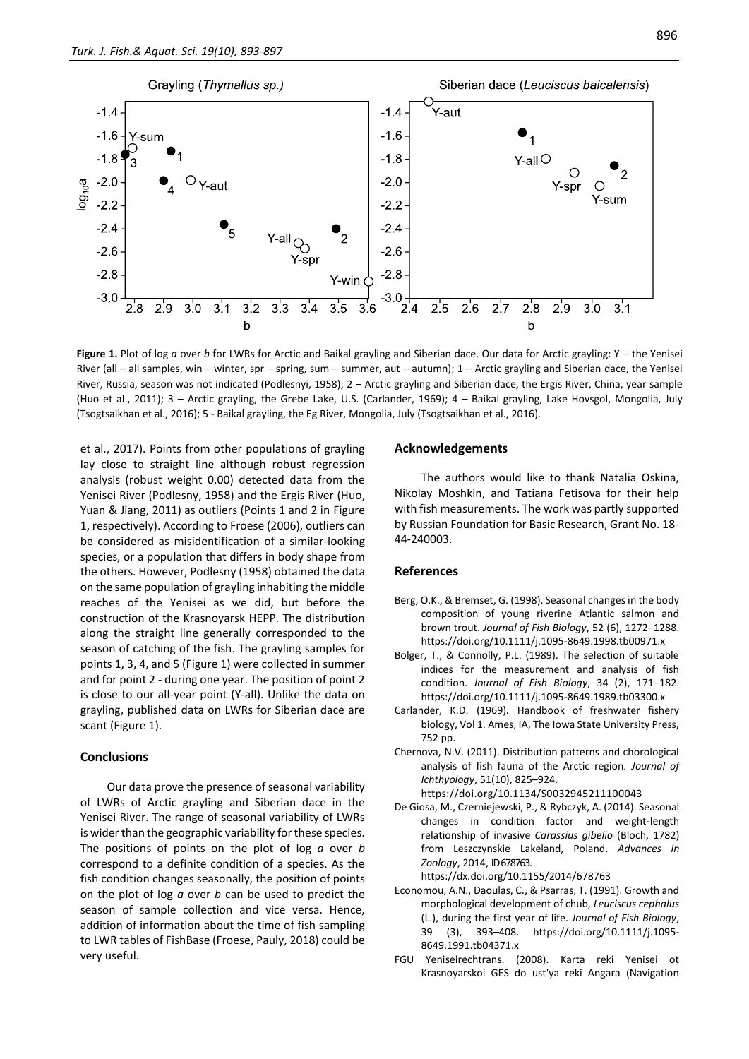**Figure 1.** Plot of log *a* over *b* for LWRs for Arctic and Baikal grayling and Siberian dace. Our data for Arctic grayling: Y – the Yenisei River (all – all samples, win – winter, spr – spring, sum – summer, aut – autumn); 1 – Arctic grayling and Siberian dace, the Yenisei River, Russia, season was not indicated (Podlesnyi, 1958); 2 – Arctic grayling and Siberian dace, the Ergis River, China, year sample (Huo et al., 2011); 3 – Arctic grayling, the Grebe Lake, U.S. (Carlander, 1969); 4 – Baikal grayling, Lake Hovsgol, Mongolia, July (Tsogtsaikhan et al., 2016); 5 - Baikal grayling, the Eg River, Mongolia, July (Tsogtsaikhan et al., 2016).

et al., 2017). Points from other populations of grayling lay close to straight line although robust regression analysis (robust weight 0.00) detected data from the Yenisei River (Podlesny, 1958) and the Ergis River (Huo, Yuan & Jiang, 2011) as outliers (Points 1 and 2 in Figure 1, respectively). According to Froese (2006), outliers can be considered as misidentification of a similar-looking species, or a population that differs in body shape from the others. However, Podlesny (1958) obtained the data on the same population of grayling inhabiting the middle reaches of the Yenisei as we did, but before the construction of the Krasnoyarsk HEPP. The distribution along the straight line generally corresponded to the season of catching of the fish. The grayling samples for points 1, 3, 4, and 5 (Figure 1) were collected in summer and for point 2 - during one year. The position of point 2 is close to our all-year point (Y-all). Unlike the data on grayling, published data on LWRs for Siberian dace are scant (Figure 1).

## Conclusions

Our data prove the presence of seasonal variability of LWRs of Arctic grayling and Siberian dace in the Yenisei River. The range of seasonal variability of LWRs is wider than the geographic variability for these species. The positions of points on the plot of log *a* over *b* correspond to a definite condition of a species. As the fish condition changes seasonally, the position of points on the plot of log *a* over *b* can be used to predict the season of sample collection and vice versa. Hence, addition of information about the time of fish sampling to LWR tables of FishBase (Froese, Pauly, 2018) could be very useful.

## Acknowledgements

The authors would like to thank Natalia Oskina, Nikolay Moshkin, and Tatiana Fetisova for their help with fish measurements. The work was partly supported by Russian Foundation for Basic Research, Grant No. 18-44-240003.

## References

Berg, O.K., & Bremset, G. (1998). Seasonal changes in the body composition of young riverine Atlantic salmon and brown trout. *Journal of Fish Biology*, 52 (6), 1272–1288. https://doi.org/10.1111/j.1095-8649.1998.tb00971.x

Bolger, T., & Connolly, P.L. (1989). The selection of suitable indices for the measurement and analysis of fish condition. *Journal of Fish Biology*, 34 (2), 171–182. https://doi.org/10.1111/j.1095-8649.1989.tb03300.x

Carlander, K.D. (1969). Handbook of freshwater fishery biology, Vol 1. Ames, IA, The Iowa State University Press, 752 pp.

Chernova, N.V. (2011). Distribution patterns and chorological analysis of fish fauna of the Arctic region. *Journal of Ichthyology*, 51(10), 825–924. https://doi.org/10.1134/S0032945211100043

De Giosa, M., Czerniejewski, P., & Rybczyk, A. (2014). Seasonal changes in condition factor and weight-length relationship of invasive *Carassius gibelio* (Bloch, 1782) from Leszczynskie Lakeland, Poland. *Advances in Zoology*, 2014, ID678763. https://dx.doi.org/10.1155/2014/678763

Economou, A.N., Daoulas, C., & Psarras, T. (1991). Growth and morphological development of chub, *Leuciscus cephalus* (L.), during the first year of life. *Journal of Fish Biology*, 39 (3), 393–408. https://doi.org/10.1111/j.1095-8649.1991.tb04371.x

FGU Yeniseirechtrans. (2008). Karta reki Yenisei ot Krasnoyarskoi GES do ust'ya reki Angara (Navigation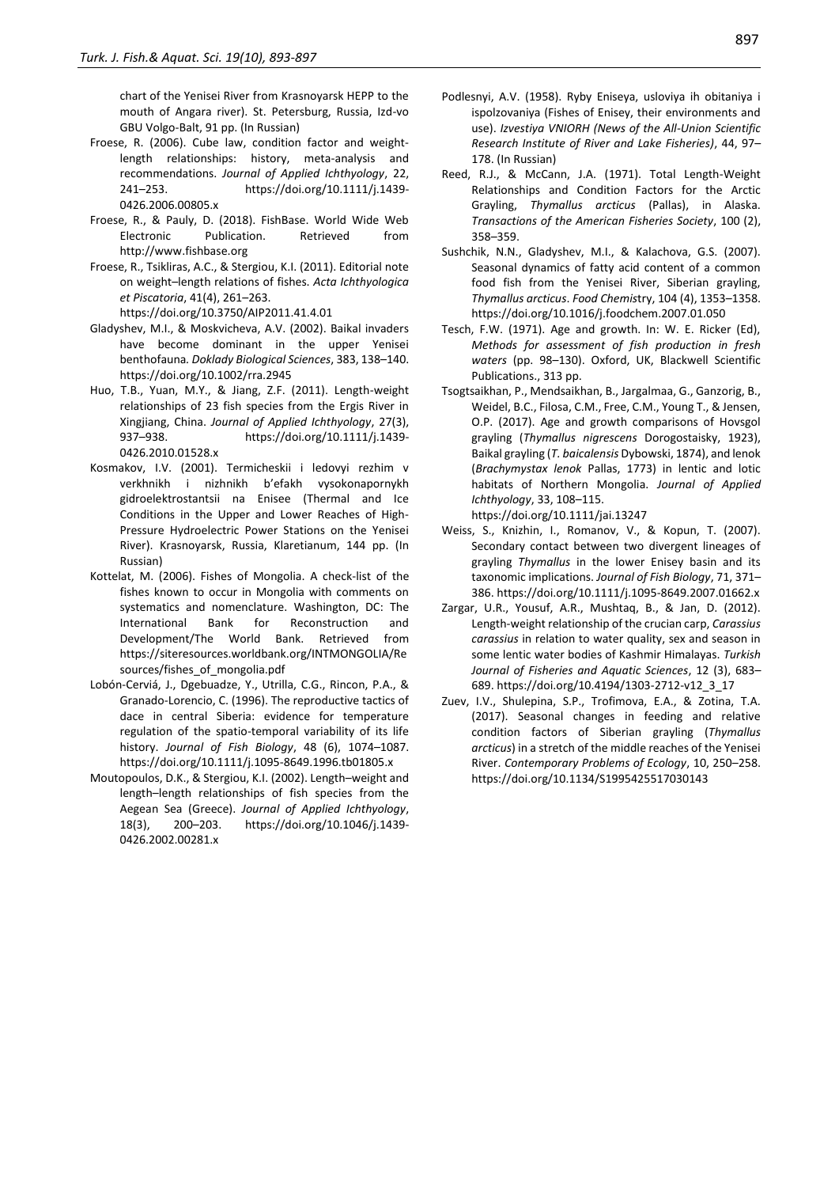chart of the Yenisei River from Krasnoyarsk HEPP to the mouth of Angara river). St. Petersburg, Russia, Izd-vo GBU Volgo-Balt, 91 pp. (In Russian)

Froese, R. (2006). Cube law, condition factor and weight-length relationships: history, meta-analysis and recommendations. *Journal of Applied Ichthyology*, 22, 241–253. https://doi.org/10.1111/j.1439-0426.2006.00805.x

Froese, R., & Pauly, D. (2018). FishBase. World Wide Web Electronic Publication. Retrieved from http://www.fishbase.org

Froese, R., Tsikliras, A.C., & Stergiou, K.I. (2011). Editorial note on weight–length relations of fishes. *Acta Ichthyologica et Piscatoria*, 41(4), 261–263. https://doi.org/10.3750/AIP2011.41.4.01

Gladyshev, M.I., & Moskvicheva, A.V. (2002). Baikal invaders have become dominant in the upper Yenisei benthofauna. *Doklady Biological Sciences*, 383, 138–140. https://doi.org/10.1002/rra.2945

Huo, T.B., Yuan, M.Y., & Jiang, Z.F. (2011). Length-weight relationships of 23 fish species from the Ergis River in Xingjiang, China. *Journal of Applied Ichthyology*, 27(3), 937–938. https://doi.org/10.1111/j.1439-0426.2010.01528.x

Kosmakov, I.V. (2001). Termicheskii i ledovyi rezhim v verkhnikh i nizhnikh b'efakh vysokonapornykh gidroelektrostantsii na Enisee (Thermal and Ice Conditions in the Upper and Lower Reaches of High-Pressure Hydroelectric Power Stations on the Yenisei River). Krasnoyarsk, Russia, Klaretianum, 144 pp. (In Russian)

Kottelat, M. (2006). Fishes of Mongolia. A check-list of the fishes known to occur in Mongolia with comments on systematics and nomenclature. Washington, DC: The International Bank for Reconstruction and Development/The World Bank. Retrieved from https://siteresources.worldbank.org/INTMONGOLIA/Resources/fishes_of_mongolia.pdf

Lobón-Cerviá, J., Dgebuadze, Y., Utrilla, C.G., Rincon, P.A., & Granado-Lorencio, C. (1996). The reproductive tactics of dace in central Siberia: evidence for temperature regulation of the spatio-temporal variability of its life history. *Journal of Fish Biology*, 48 (6), 1074–1087. https://doi.org/10.1111/j.1095-8649.1996.tb01805.x

Moutopoulos, D.K., & Stergiou, K.I. (2002). Length–weight and length–length relationships of fish species from the Aegean Sea (Greece). *Journal of Applied Ichthyology*, 18(3), 200–203. https://doi.org/10.1046/j.1439-0426.2002.00281.x

Podlesnyi, A.V. (1958). Ryby Eniseya, usloviya ih obitaniya i ispolzovaniya (Fishes of Enisey, their environments and use). *Izvestiya VNIORH (News of the All-Union Scientific Research Institute of River and Lake Fisheries)*, 44, 97–178. (In Russian)

Reed, R.J., & McCann, J.A. (1971). Total Length-Weight Relationships and Condition Factors for the Arctic Grayling, *Thymallus arcticus* (Pallas), in Alaska. *Transactions of the American Fisheries Society*, 100 (2), 358–359.

Sushchik, N.N., Gladyshev, M.I., & Kalachova, G.S. (2007). Seasonal dynamics of fatty acid content of a common food fish from the Yenisei River, Siberian grayling, *Thymallus arcticus*. *Food Chemistry*, 104 (4), 1353–1358. https://doi.org/10.1016/j.foodchem.2007.01.050

Tesch, F.W. (1971). Age and growth. In: W. E. Ricker (Ed), *Methods for assessment of fish production in fresh waters* (pp. 98–130). Oxford, UK, Blackwell Scientific Publications., 313 pp.

Tsogtsaikhan, P., Mendsaikhan, B., Jargalmaa, G., Ganzorig, B., Weidel, B.C., Filosa, C.M., Free, C.M., Young T., & Jensen, O.P. (2017). Age and growth comparisons of Hovsgol grayling (*Thymallus nigrescens* Dorogostaisky, 1923), Baikal grayling (*T. baicalensis* Dybowski, 1874), and lenok (*Brachymystax lenok* Pallas, 1773) in lentic and lotic habitats of Northern Mongolia. *Journal of Applied Ichthyology*, 33, 108–115. https://doi.org/10.1111/jai.13247

Weiss, S., Knizhin, I., Romanov, V., & Kopun, T. (2007). Secondary contact between two divergent lineages of grayling *Thymallus* in the lower Enisey basin and its taxonomic implications. *Journal of Fish Biology*, 71, 371–386. https://doi.org/10.1111/j.1095-8649.2007.01662.x

Zargar, U.R., Yousuf, A.R., Mushtaq, B., & Jan, D. (2012). Length-weight relationship of the crucian carp, *Carassius carassius* in relation to water quality, sex and season in some lentic water bodies of Kashmir Himalayas. *Turkish Journal of Fisheries and Aquatic Sciences*, 12 (3), 683–689. https://doi.org/10.4194/1303-2712-v12_3_17

Zuev, I.V., Shulepina, S.P., Trofimova, E.A., & Zotina, T.A. (2017). Seasonal changes in feeding and relative condition factors of Siberian grayling (*Thymallus arcticus*) in a stretch of the middle reaches of the Yenisei River. *Contemporary Problems of Ecology*, 10, 250–258. https://doi.org/10.1134/S1995425517030143